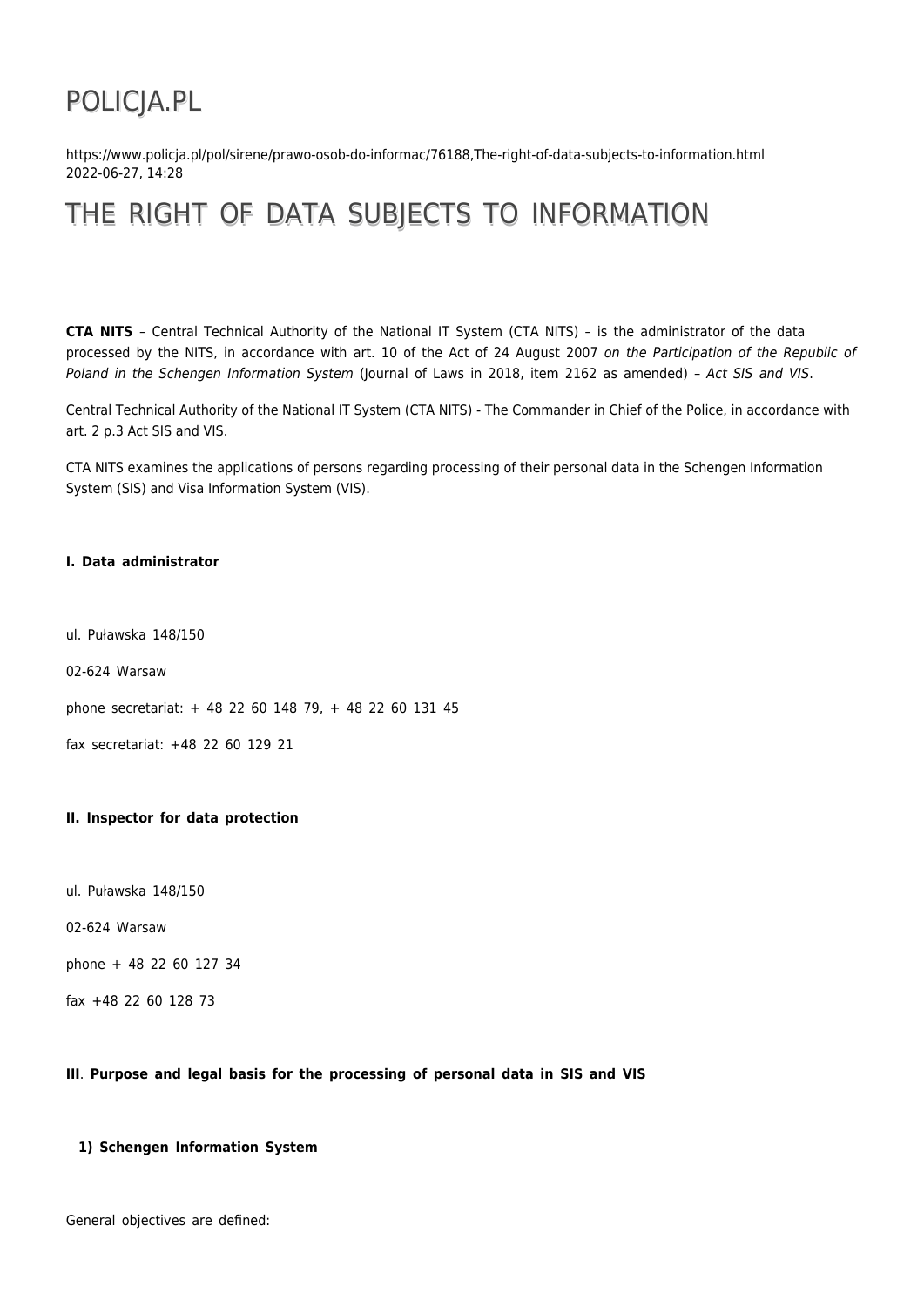# POLICJA.PL

https://www.policja.pl/pol/sirene/prawo-osob-do-informac/76188,The-right-of-data-subjects-to-information.html
2022-06-27, 14:28

# THE RIGHT OF DATA SUBJECTS TO INFORMATION

**CTA NITS** – Central Technical Authority of the National IT System (CTA NITS) – is the administrator of the data processed by the NITS, in accordance with art. 10 of the Act of 24 August 2007 *on the Participation of the Republic of Poland in the Schengen Information System* (Journal of Laws in 2018, item 2162 as amended) – *Act SIS and VIS*.

Central Technical Authority of the National IT System (CTA NITS) - The Commander in Chief of the Police, in accordance with art. 2 p.3 Act SIS and VIS.

CTA NITS examines the applications of persons regarding processing of their personal data in the Schengen Information System (SIS) and Visa Information System (VIS).

**I. Data administrator**

ul. Puławska 148/150

02-624 Warsaw

phone secretariat: + 48 22 60 148 79, + 48 22 60 131 45

fax secretariat: +48 22 60 129 21

**II. Inspector for data protection**

ul. Puławska 148/150

02-624 Warsaw

phone + 48 22 60 127 34

fax +48 22 60 128 73

**III**. **Purpose and legal basis for the processing of personal data in SIS and VIS**

**1) Schengen Information System**

General objectives are defined: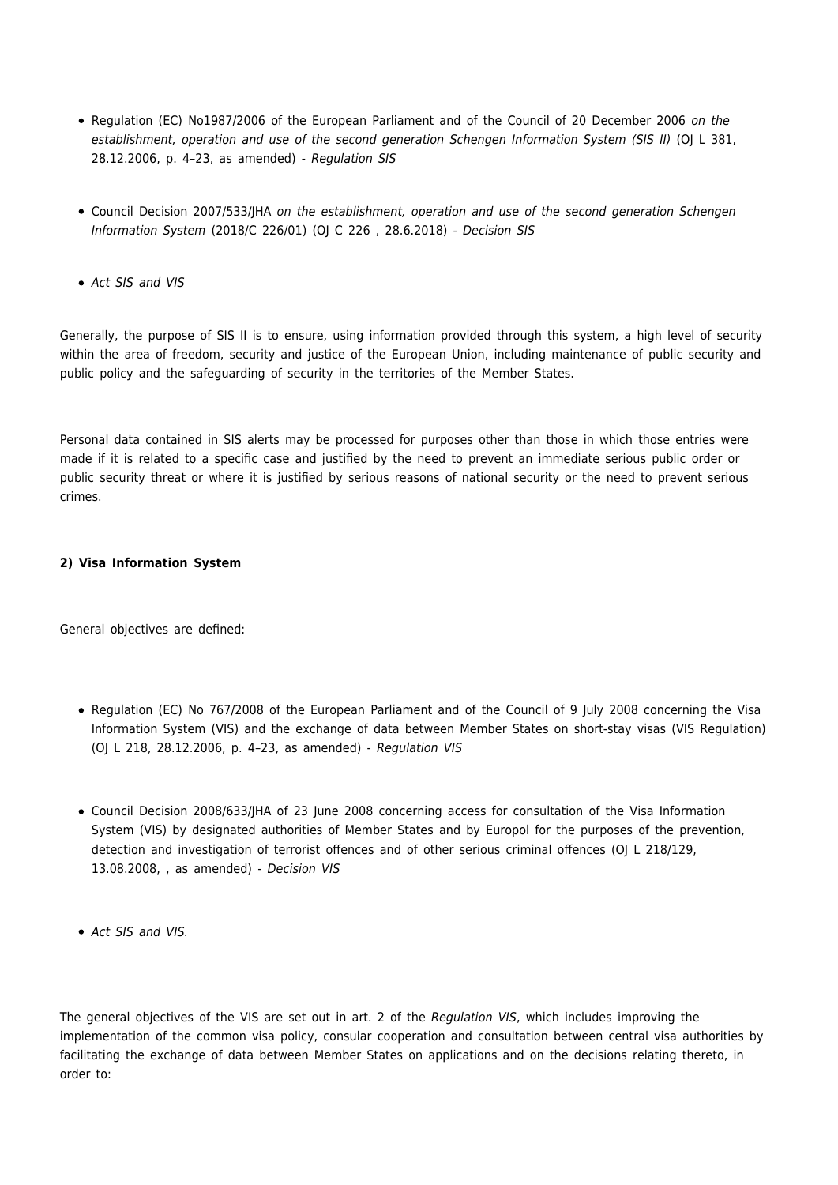- Regulation (EC) No1987/2006 of the European Parliament and of the Council of 20 December 2006 *on the establishment, operation and use of the second generation Schengen Information System (SIS II)* (OJ L 381, 28.12.2006, p. 4–23, as amended) - *Regulation SIS*

- Council Decision 2007/533/JHA *on the establishment, operation and use of the second generation Schengen Information System* (2018/C 226/01) (OJ C 226 , 28.6.2018) - *Decision SIS*

- *Act SIS and VIS*

Generally, the purpose of SIS II is to ensure, using information provided through this system, a high level of security within the area of freedom, security and justice of the European Union, including maintenance of public security and public policy and the safeguarding of security in the territories of the Member States.

Personal data contained in SIS alerts may be processed for purposes other than those in which those entries were made if it is related to a specific case and justified by the need to prevent an immediate serious public order or public security threat or where it is justified by serious reasons of national security or the need to prevent serious crimes.

**2) Visa Information System**

General objectives are defined:

- Regulation (EC) No 767/2008 of the European Parliament and of the Council of 9 July 2008 concerning the Visa Information System (VIS) and the exchange of data between Member States on short-stay visas (VIS Regulation) (OJ L 218, 28.12.2006, p. 4–23, as amended) - *Regulation VIS*

- Council Decision 2008/633/JHA of 23 June 2008 concerning access for consultation of the Visa Information System (VIS) by designated authorities of Member States and by Europol for the purposes of the prevention, detection and investigation of terrorist offences and of other serious criminal offences (OJ L 218/129, 13.08.2008, , as amended) - *Decision VIS*

- *Act SIS and VIS.*

The general objectives of the VIS are set out in art. 2 of the *Regulation VIS*, which includes improving the implementation of the common visa policy, consular cooperation and consultation between central visa authorities by facilitating the exchange of data between Member States on applications and on the decisions relating thereto, in order to: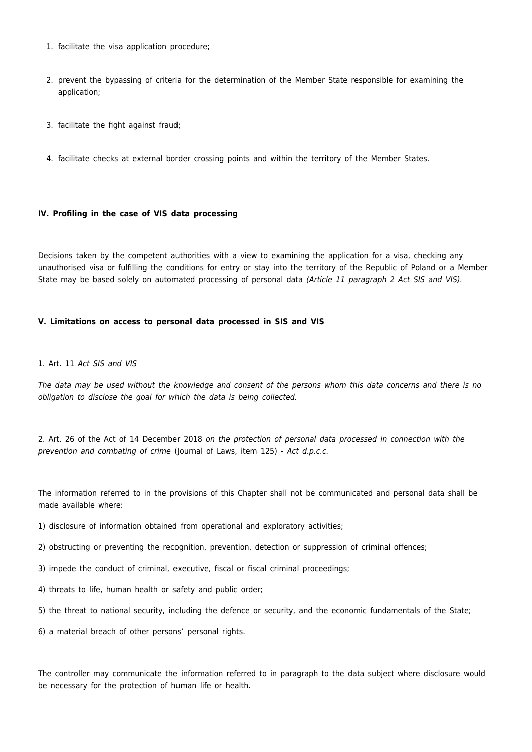1. facilitate the visa application procedure;
2. prevent the bypassing of criteria for the determination of the Member State responsible for examining the application;
3. facilitate the fight against fraud;
4. facilitate checks at external border crossing points and within the territory of the Member States.

**IV. Profiling in the case of VIS data processing**

Decisions taken by the competent authorities with a view to examining the application for a visa, checking any unauthorised visa or fulfilling the conditions for entry or stay into the territory of the Republic of Poland or a Member State may be based solely on automated processing of personal data *(Article 11 paragraph 2 Act SIS and VIS).*

**V. Limitations on access to personal data processed in SIS and VIS**

1. Art. 11 *Act SIS and VIS*

*The data may be used without the knowledge and consent of the persons whom this data concerns and there is no obligation to disclose the goal for which the data is being collected.*

2. Art. 26 of the Act of 14 December 2018 *on the protection of personal data processed in connection with the prevention and combating of crime* (Journal of Laws, item 125) - *Act d.p.c.c.*

The information referred to in the provisions of this Chapter shall not be communicated and personal data shall be made available where:

1) disclosure of information obtained from operational and exploratory activities;

2) obstructing or preventing the recognition, prevention, detection or suppression of criminal offences;

3) impede the conduct of criminal, executive, fiscal or fiscal criminal proceedings;

4) threats to life, human health or safety and public order;

5) the threat to national security, including the defence or security, and the economic fundamentals of the State;

6) a material breach of other persons' personal rights.

The controller may communicate the information referred to in paragraph to the data subject where disclosure would be necessary for the protection of human life or health.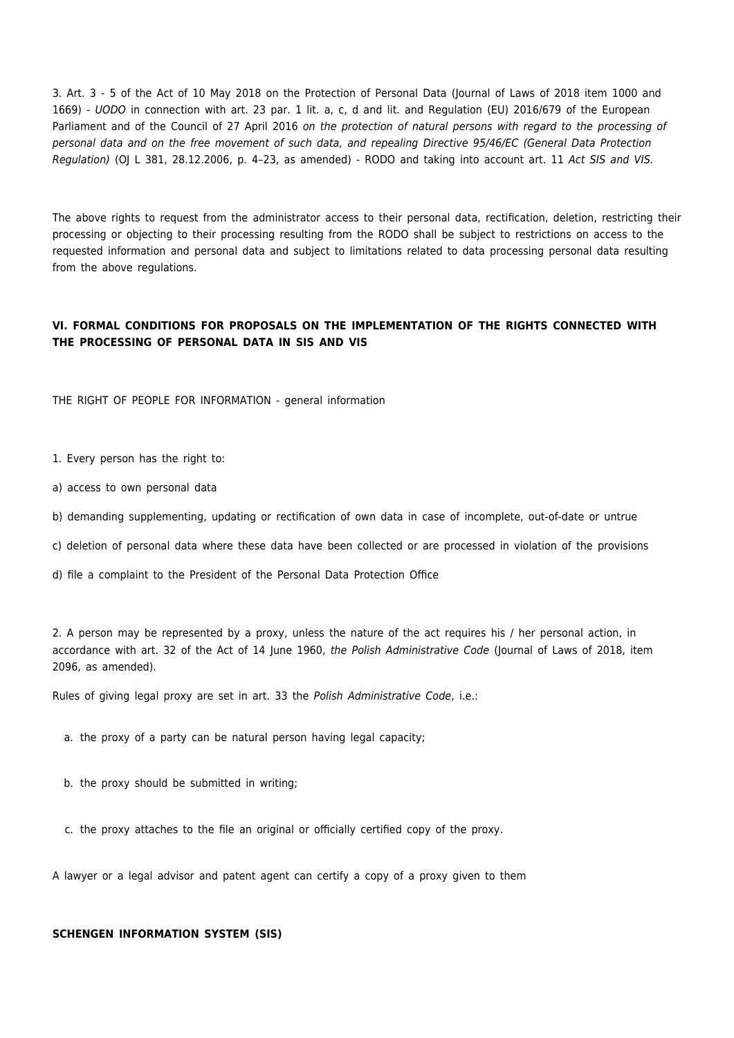3. Art. 3 - 5 of the Act of 10 May 2018 on the Protection of Personal Data (Journal of Laws of 2018 item 1000 and 1669) - *UODO* in connection with art. 23 par. 1 lit. a, c, d and lit. and Regulation (EU) 2016/679 of the European Parliament and of the Council of 27 April 2016 *on the protection of natural persons with regard to the processing of personal data and on the free movement of such data, and repealing Directive 95/46/EC (General Data Protection Regulation)* (OJ L 381, 28.12.2006, p. 4–23, as amended) - RODO and taking into account art. 11 *Act SIS and VIS.*

The above rights to request from the administrator access to their personal data, rectification, deletion, restricting their processing or objecting to their processing resulting from the RODO shall be subject to restrictions on access to the requested information and personal data and subject to limitations related to data processing personal data resulting from the above regulations.

## VI. FORMAL CONDITIONS FOR PROPOSALS ON THE IMPLEMENTATION OF THE RIGHTS CONNECTED WITH THE PROCESSING OF PERSONAL DATA IN SIS AND VIS

THE RIGHT OF PEOPLE FOR INFORMATION - general information

1. Every person has the right to:

a) access to own personal data

b) demanding supplementing, updating or rectification of own data in case of incomplete, out-of-date or untrue

c) deletion of personal data where these data have been collected or are processed in violation of the provisions

d) file a complaint to the President of the Personal Data Protection Office

2. A person may be represented by a proxy, unless the nature of the act requires his / her personal action, in accordance with art. 32 of the Act of 14 June 1960, *the Polish Administrative Code* (Journal of Laws of 2018, item 2096, as amended).

Rules of giving legal proxy are set in art. 33 the *Polish Administrative Code*, i.e.:

a. the proxy of a party can be natural person having legal capacity;

b. the proxy should be submitted in writing;

c. the proxy attaches to the file an original or officially certified copy of the proxy.

A lawyer or a legal advisor and patent agent can certify a copy of a proxy given to them

**SCHENGEN INFORMATION SYSTEM (SIS)**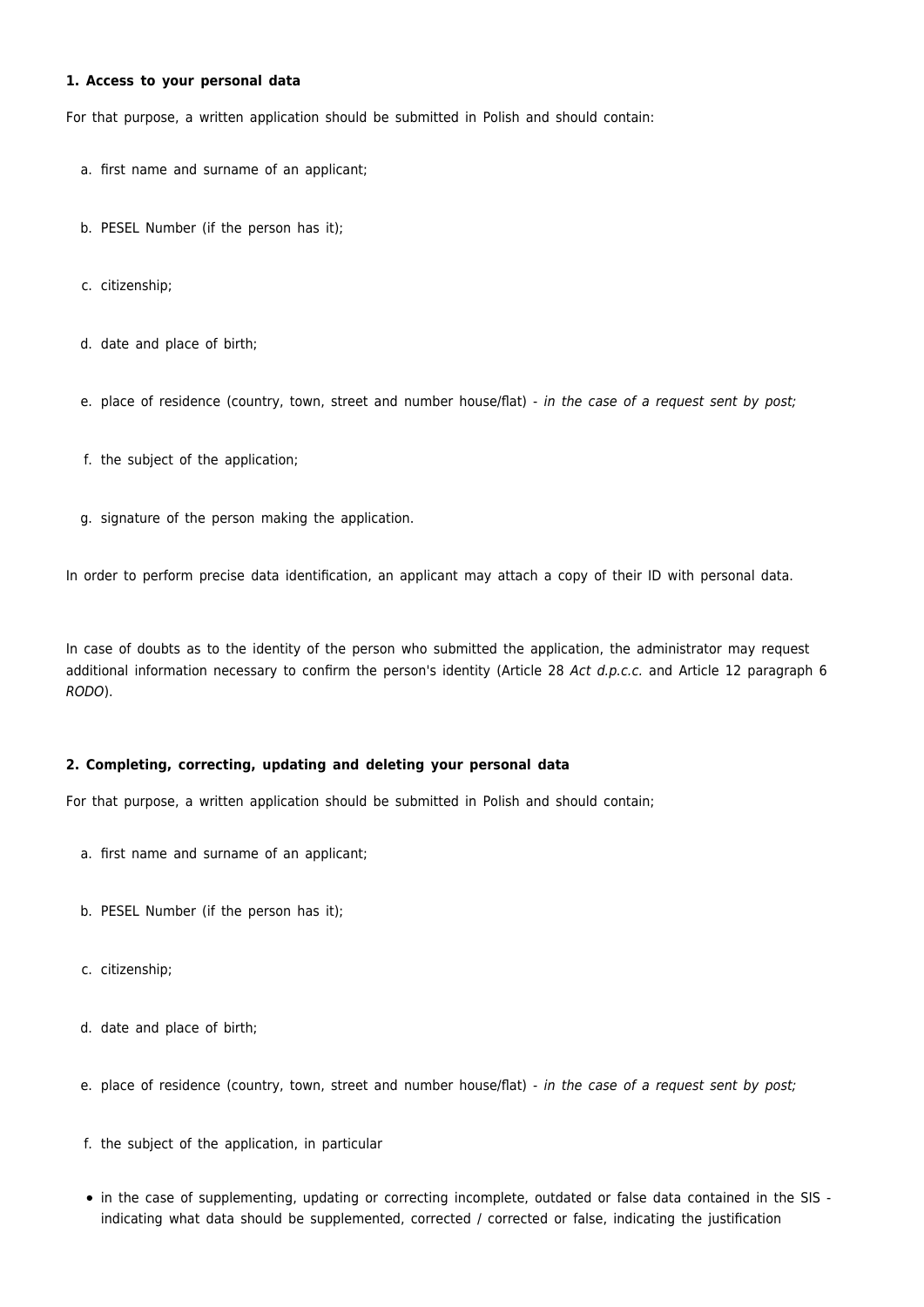**1. Access to your personal data**

For that purpose, a written application should be submitted in Polish and should contain:

a. first name and surname of an applicant;

b. PESEL Number (if the person has it);

c. citizenship;

d. date and place of birth;

e. place of residence (country, town, street and number house/flat) - *in the case of a request sent by post;*

f. the subject of the application;

g. signature of the person making the application.

In order to perform precise data identification, an applicant may attach a copy of their ID with personal data.

In case of doubts as to the identity of the person who submitted the application, the administrator may request additional information necessary to confirm the person's identity (Article 28 *Act d.p.c.c.* and Article 12 paragraph 6 *RODO*).

**2. Completing, correcting, updating and deleting your personal data**

For that purpose, a written application should be submitted in Polish and should contain;

a. first name and surname of an applicant;

b. PESEL Number (if the person has it);

c. citizenship;

d. date and place of birth;

e. place of residence (country, town, street and number house/flat) - *in the case of a request sent by post;*

f. the subject of the application, in particular

- in the case of supplementing, updating or correcting incomplete, outdated or false data contained in the SIS - indicating what data should be supplemented, corrected / corrected or false, indicating the justification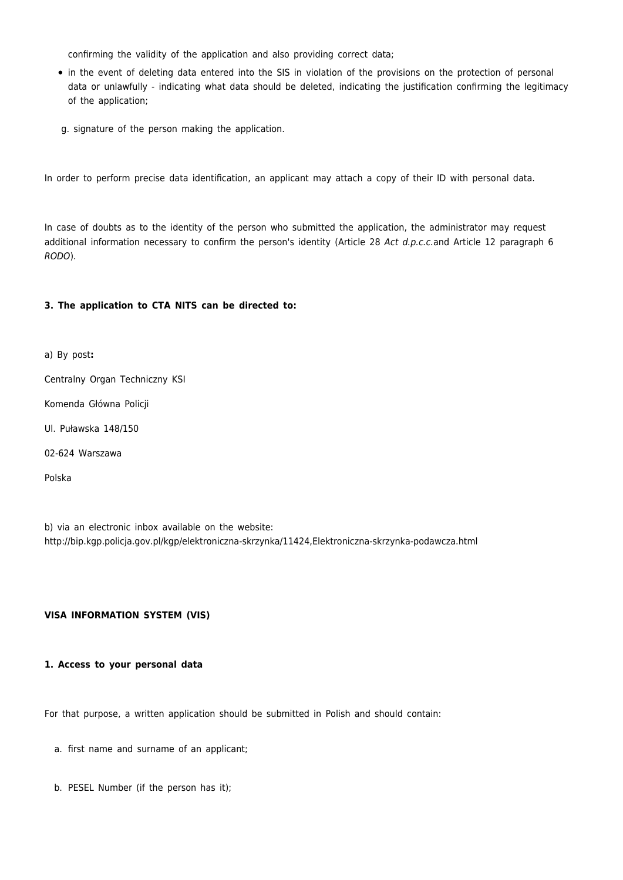confirming the validity of the application and also providing correct data;

- in the event of deleting data entered into the SIS in violation of the provisions on the protection of personal data or unlawfully - indicating what data should be deleted, indicating the justification confirming the legitimacy of the application;

g. signature of the person making the application.

In order to perform precise data identification, an applicant may attach a copy of their ID with personal data.

In case of doubts as to the identity of the person who submitted the application, the administrator may request additional information necessary to confirm the person's identity (Article 28 *Act d.p.c.c.* and Article 12 paragraph 6 *RODO*).

**3. The application to CTA NITS can be directed to:**

a) By post**:**

Centralny Organ Techniczny KSI

Komenda Główna Policji

Ul. Puławska 148/150

02-624 Warszawa

Polska

b) via an electronic inbox available on the website:
http://bip.kgp.policja.gov.pl/kgp/elektroniczna-skrzynka/11424,Elektroniczna-skrzynka-podawcza.html

**VISA INFORMATION SYSTEM (VIS)**

**1. Access to your personal data**

For that purpose, a written application should be submitted in Polish and should contain:

a. first name and surname of an applicant;

b. PESEL Number (if the person has it);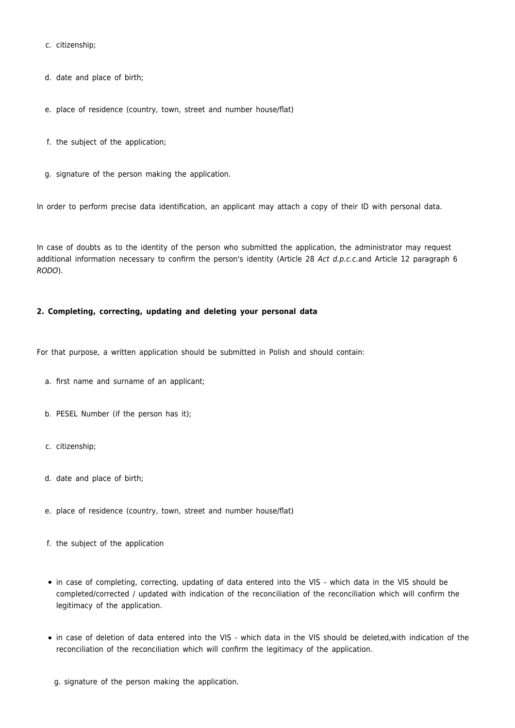c. citizenship;

d. date and place of birth;

e. place of residence (country, town, street and number house/flat)

f. the subject of the application;

g. signature of the person making the application.

In order to perform precise data identification, an applicant may attach a copy of their ID with personal data.

In case of doubts as to the identity of the person who submitted the application, the administrator may request additional information necessary to confirm the person's identity (Article 28 *Act d.p.c.c.*and Article 12 paragraph 6 *RODO*).

**2. Completing, correcting, updating and deleting your personal data**

For that purpose, a written application should be submitted in Polish and should contain:

a. first name and surname of an applicant;

b. PESEL Number (if the person has it);

c. citizenship;

d. date and place of birth;

e. place of residence (country, town, street and number house/flat)

f. the subject of the application

- in case of completing, correcting, updating of data entered into the VIS - which data in the VIS should be completed/corrected / updated with indication of the reconciliation of the reconciliation which will confirm the legitimacy of the application.
- in case of deletion of data entered into the VIS - which data in the VIS should be deleted,with indication of the reconciliation of the reconciliation which will confirm the legitimacy of the application.

g. signature of the person making the application.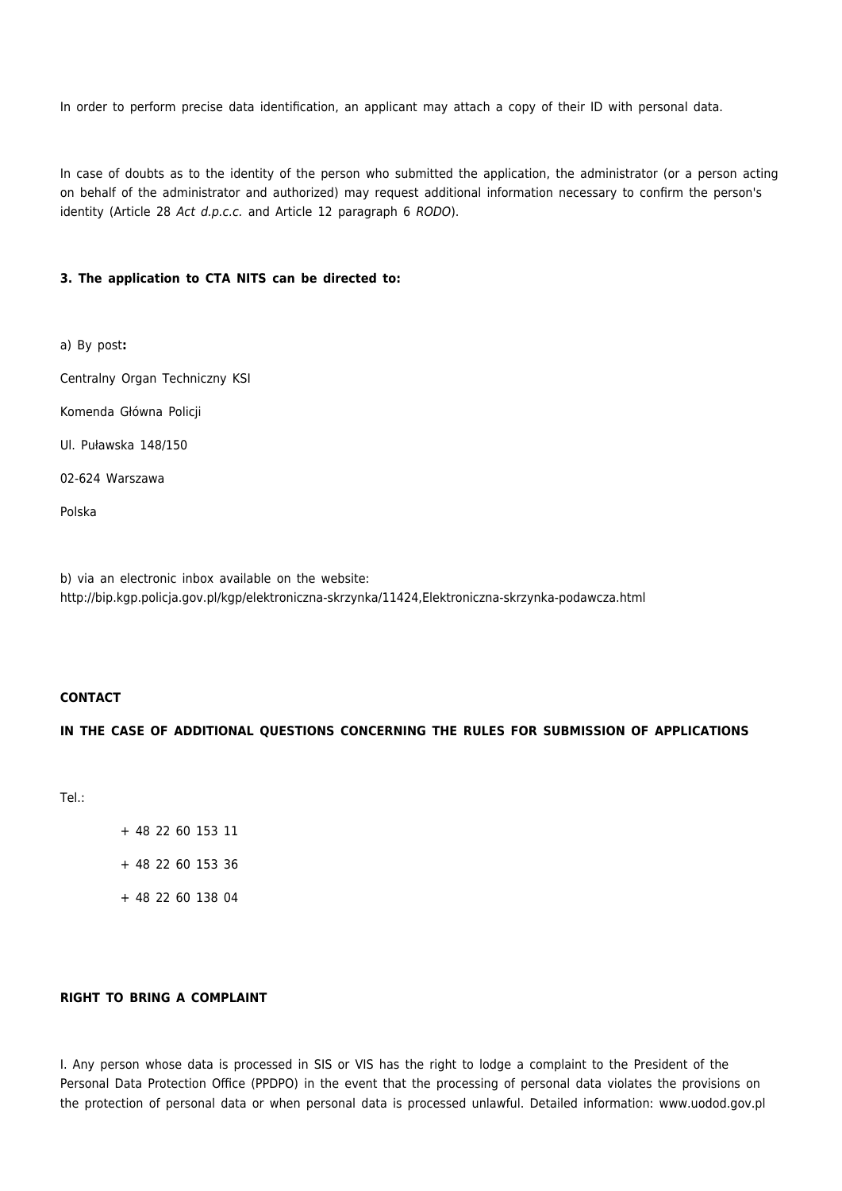In order to perform precise data identification, an applicant may attach a copy of their ID with personal data.

In case of doubts as to the identity of the person who submitted the application, the administrator (or a person acting on behalf of the administrator and authorized) may request additional information necessary to confirm the person's identity (Article 28 *Act d.p.c.c.* and Article 12 paragraph 6 *RODO*).

**3. The application to CTA NITS can be directed to:**

a) By post**:**

Centralny Organ Techniczny KSI

Komenda Główna Policji

Ul. Puławska 148/150

02-624 Warszawa

Polska

b) via an electronic inbox available on the website:
http://bip.kgp.policja.gov.pl/kgp/elektroniczna-skrzynka/11424,Elektroniczna-skrzynka-podawcza.html

**CONTACT**

**IN THE CASE OF ADDITIONAL QUESTIONS CONCERNING THE RULES FOR SUBMISSION OF APPLICATIONS**

Tel.:

+ 48 22 60 153 11

+ 48 22 60 153 36

+ 48 22 60 138 04

**RIGHT TO BRING A COMPLAINT**

I. Any person whose data is processed in SIS or VIS has the right to lodge a complaint to the President of the Personal Data Protection Office (PPDPO) in the event that the processing of personal data violates the provisions on the protection of personal data or when personal data is processed unlawful. Detailed information: www.uodod.gov.pl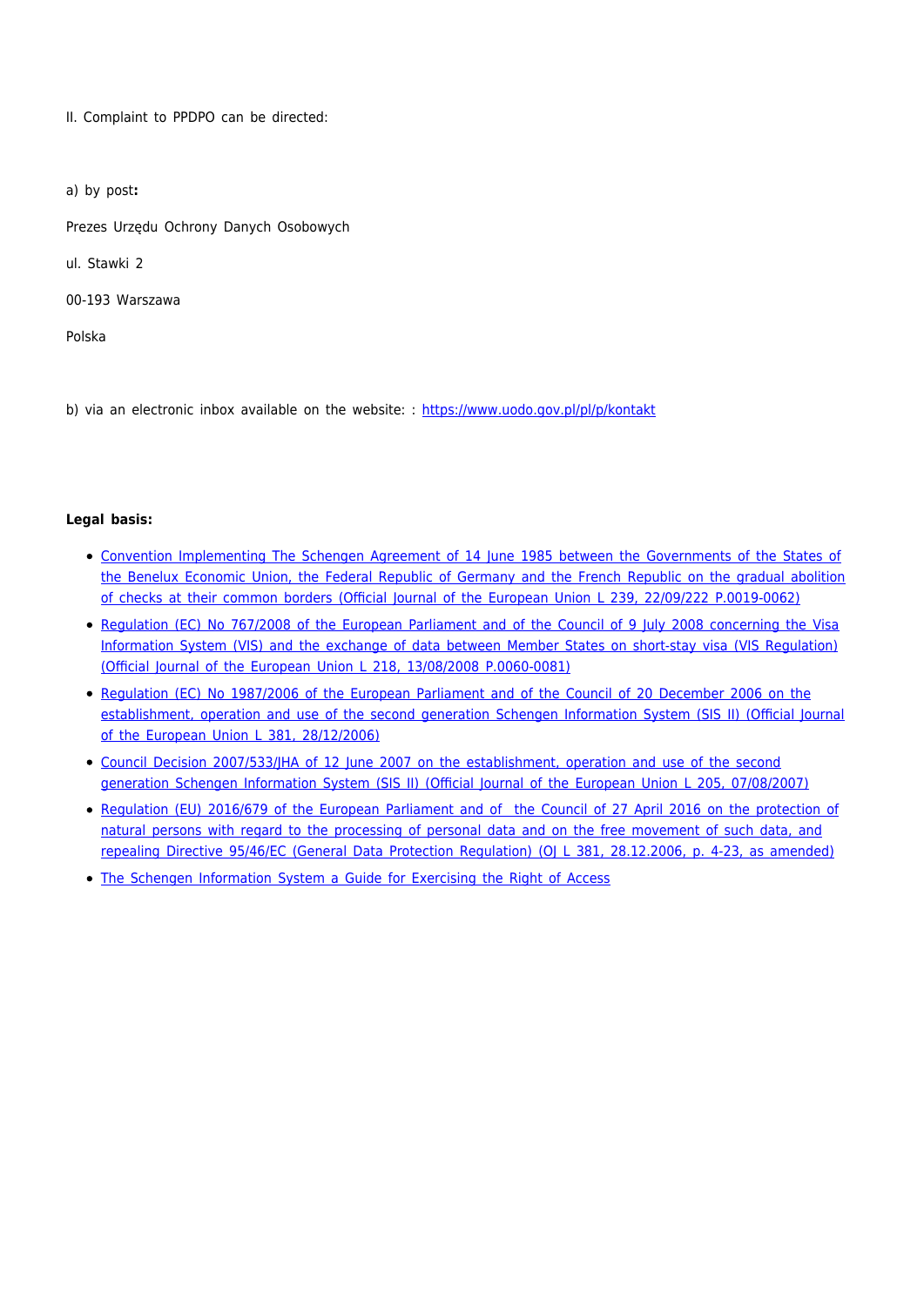II. Complaint to PPDPO can be directed:

a) by post**:**

Prezes Urzędu Ochrony Danych Osobowych

ul. Stawki 2

00-193 Warszawa

Polska

b) via an electronic inbox available on the website: : [https://www.uodo.gov.pl/pl/p/kontakt](https://www.uodo.gov.pl/pl/p/kontakt)

**Legal basis:**

- Convention Implementing The Schengen Agreement of 14 June 1985 between the Governments of the States of the Benelux Economic Union, the Federal Republic of Germany and the French Republic on the gradual abolition of checks at their common borders (Official Journal of the European Union L 239, 22/09/222 P.0019-0062)
- Regulation (EC) No 767/2008 of the European Parliament and of the Council of 9 July 2008 concerning the Visa Information System (VIS) and the exchange of data between Member States on short-stay visa (VIS Regulation) (Official Journal of the European Union L 218, 13/08/2008 P.0060-0081)
- Regulation (EC) No 1987/2006 of the European Parliament and of the Council of 20 December 2006 on the establishment, operation and use of the second generation Schengen Information System (SIS II) (Official Journal of the European Union L 381, 28/12/2006)
- Council Decision 2007/533/JHA of 12 June 2007 on the establishment, operation and use of the second generation Schengen Information System (SIS II) (Official Journal of the European Union L 205, 07/08/2007)
- Regulation (EU) 2016/679 of the European Parliament and of the Council of 27 April 2016 on the protection of natural persons with regard to the processing of personal data and on the free movement of such data, and repealing Directive 95/46/EC (General Data Protection Regulation) (OJ L 381, 28.12.2006, p. 4-23, as amended)
- The Schengen Information System a Guide for Exercising the Right of Access